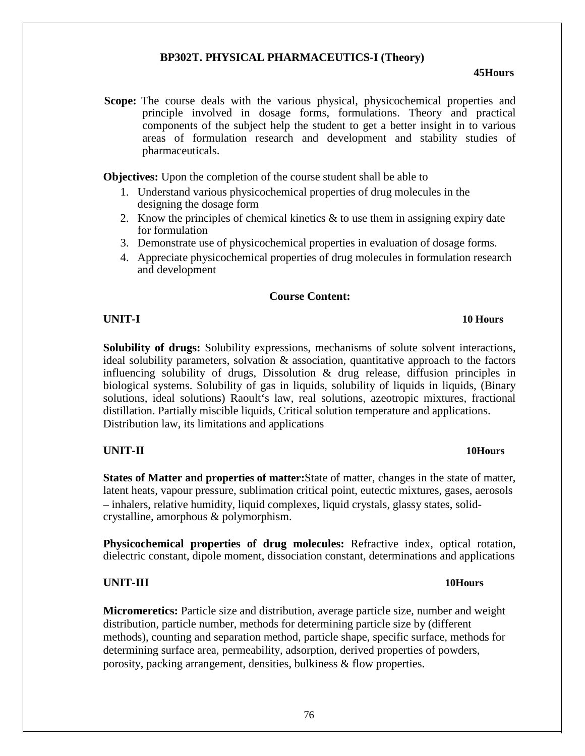## BP302T. PHYSICAL PHARMACEUTICS-I (Theory)

**45Hours**

**Scope:** The course deals with the various physical, physicochemical properties and principle involved in dosage forms, formulations. Theory and practical components of the subject help the student to get a better insight in to various areas of formulation research and development and stability studies of pharmaceuticals.

**Objectives:** Upon the completion of the course student shall be able to

1. Understand various physicochemical properties of drug molecules in the designing the dosage form
2. Know the principles of chemical kinetics & to use them in assigning expiry date for formulation
3. Demonstrate use of physicochemical properties in evaluation of dosage forms.
4. Appreciate physicochemical properties of drug molecules in formulation research and development

### Course Content:

**UNIT-I** **10 Hours**

**Solubility of drugs:** Solubility expressions, mechanisms of solute solvent interactions, ideal solubility parameters, solvation & association, quantitative approach to the factors influencing solubility of drugs, Dissolution & drug release, diffusion principles in biological systems. Solubility of gas in liquids, solubility of liquids in liquids, (Binary solutions, ideal solutions) Raoult's law, real solutions, azeotropic mixtures, fractional distillation. Partially miscible liquids, Critical solution temperature and applications. Distribution law, its limitations and applications

**UNIT-II** **10Hours**

**States of Matter and properties of matter:** State of matter, changes in the state of matter, latent heats, vapour pressure, sublimation critical point, eutectic mixtures, gases, aerosols – inhalers, relative humidity, liquid complexes, liquid crystals, glassy states, solid-crystalline, amorphous & polymorphism.

**Physicochemical properties of drug molecules:** Refractive index, optical rotation, dielectric constant, dipole moment, dissociation constant, determinations and applications

**UNIT-III** **10Hours**

**Micromeretics:** Particle size and distribution, average particle size, number and weight distribution, particle number, methods for determining particle size by (different methods), counting and separation method, particle shape, specific surface, methods for determining surface area, permeability, adsorption, derived properties of powders, porosity, packing arrangement, densities, bulkiness & flow properties.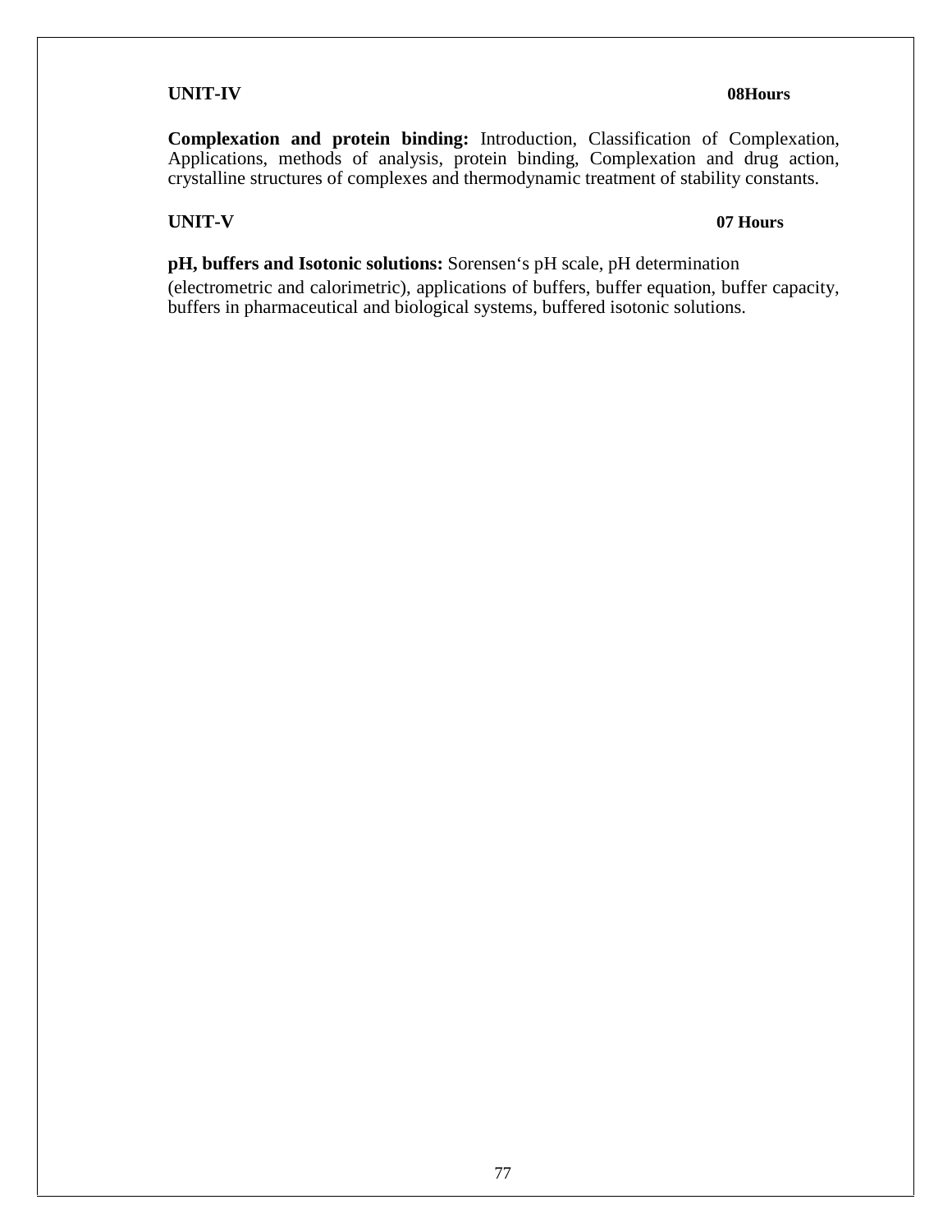**UNIT-IV** **08Hours**

**Complexation and protein binding:** Introduction, Classification of Complexation, Applications, methods of analysis, protein binding, Complexation and drug action, crystalline structures of complexes and thermodynamic treatment of stability constants.

**UNIT-V** **07 Hours**

**pH, buffers and Isotonic solutions:** Sorensen‘s pH scale, pH determination (electrometric and calorimetric), applications of buffers, buffer equation, buffer capacity, buffers in pharmaceutical and biological systems, buffered isotonic solutions.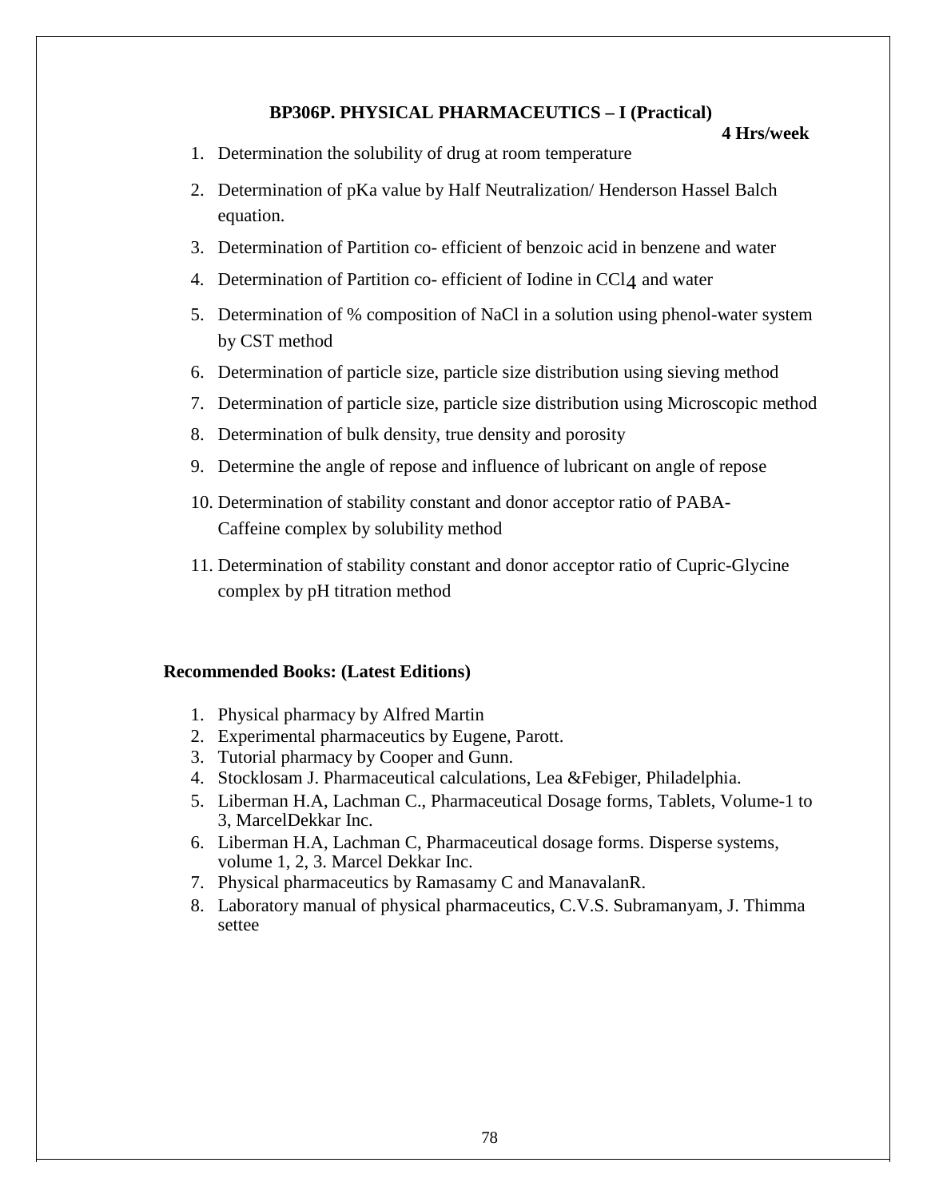## BP306P. PHYSICAL PHARMACEUTICS – I (Practical)

**4 Hrs/week**

1. Determination the solubility of drug at room temperature
2. Determination of pKa value by Half Neutralization/ Henderson Hassel Balch equation.
3. Determination of Partition co- efficient of benzoic acid in benzene and water
4. Determination of Partition co- efficient of Iodine in $CCl_4$ and water
5. Determination of % composition of NaCl in a solution using phenol-water system by CST method
6. Determination of particle size, particle size distribution using sieving method
7. Determination of particle size, particle size distribution using Microscopic method
8. Determination of bulk density, true density and porosity
9. Determine the angle of repose and influence of lubricant on angle of repose
10. Determination of stability constant and donor acceptor ratio of PABA-Caffeine complex by solubility method
11. Determination of stability constant and donor acceptor ratio of Cupric-Glycine complex by pH titration method

**Recommended Books: (Latest Editions)**

1. Physical pharmacy by Alfred Martin
2. Experimental pharmaceutics by Eugene, Parott.
3. Tutorial pharmacy by Cooper and Gunn.
4. Stocklosam J. Pharmaceutical calculations, Lea &Febiger, Philadelphia.
5. Liberman H.A, Lachman C., Pharmaceutical Dosage forms, Tablets, Volume-1 to 3, MarcelDekkar Inc.
6. Liberman H.A, Lachman C, Pharmaceutical dosage forms. Disperse systems, volume 1, 2, 3. Marcel Dekkar Inc.
7. Physical pharmaceutics by Ramasamy C and ManavalanR.
8. Laboratory manual of physical pharmaceutics, C.V.S. Subramanyam, J. Thimma settee